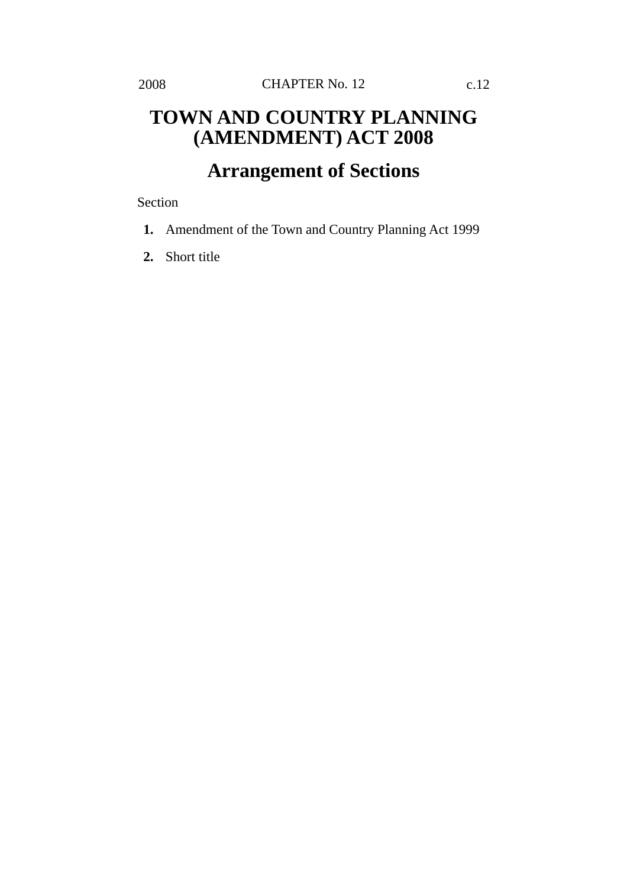2008 CHAPTER No. 12 c.12

# TOWN AND COUNTRY PLANNING (AMENDMENT) ACT 2008

## Arrangement of Sections

Section

**1.** Amendment of the Town and Country Planning Act 1999

**2.** Short title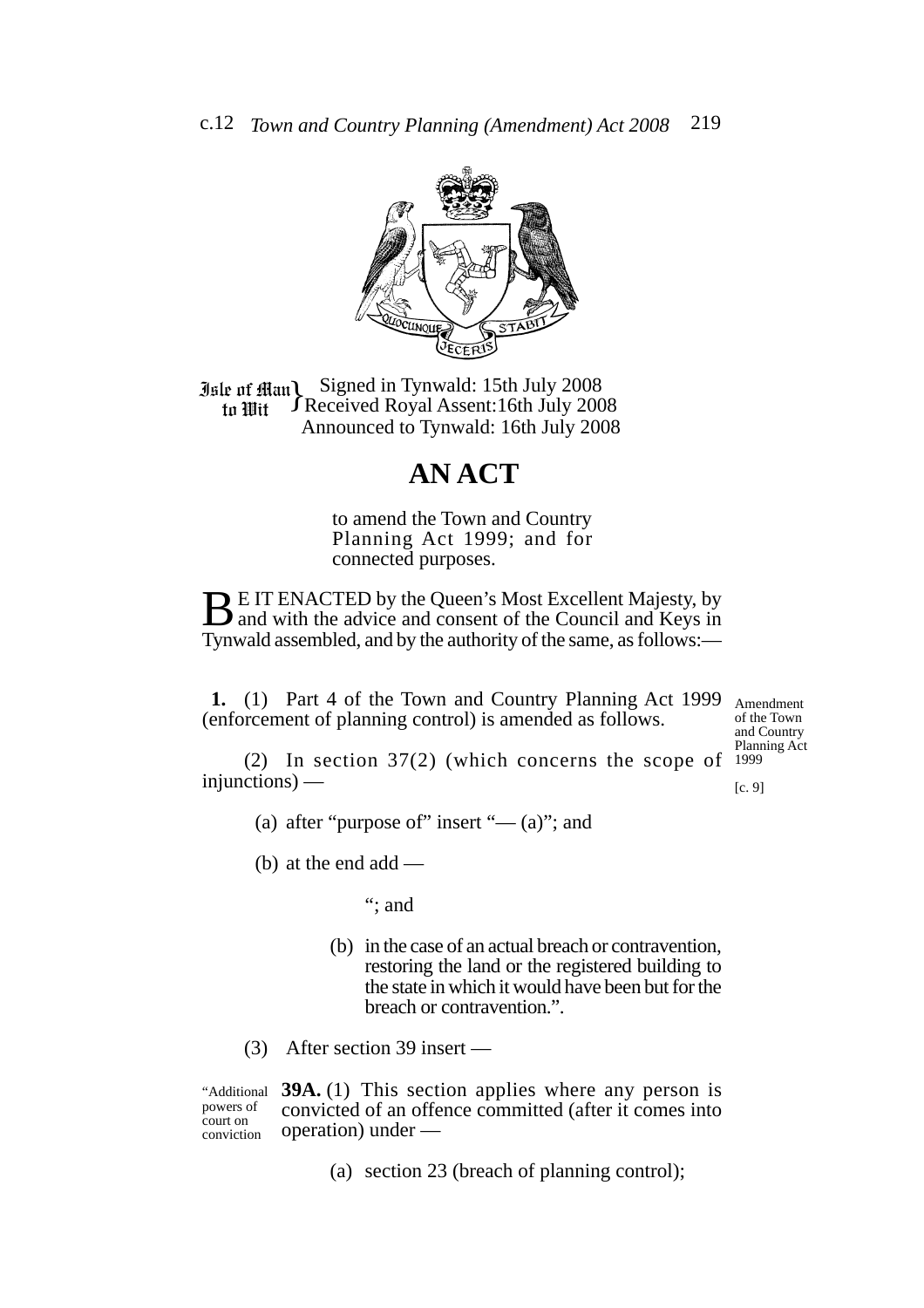# Town and Country Planning (Amendment) Act 2008

Isle of Man to Wit } Signed in Tynwald: 15th July 2008
Received Royal Assent:16th July 2008
Announced to Tynwald: 16th July 2008

# AN ACT

to amend the Town and Country Planning Act 1999; and for connected purposes.

BE IT ENACTED by the Queen's Most Excellent Majesty, by and with the advice and consent of the Council and Keys in Tynwald assembled, and by the authority of the same, as follows:—

*Amendment of the Town and Country Planning Act 1999*

*[c. 9]*

**1.** (1) Part 4 of the Town and Country Planning Act 1999 (enforcement of planning control) is amended as follows.

(2) In section 37(2) (which concerns the scope of injunctions) —

(a) after "purpose of" insert "— (a)"; and

(b) at the end add —

"; and

(b) in the case of an actual breach or contravention, restoring the land or the registered building to the state in which it would have been but for the breach or contravention.".

(3) After section 39 insert —

*"Additional powers of court on conviction*

**39A.** (1) This section applies where any person is convicted of an offence committed (after it comes into operation) under —

(a) section 23 (breach of planning control);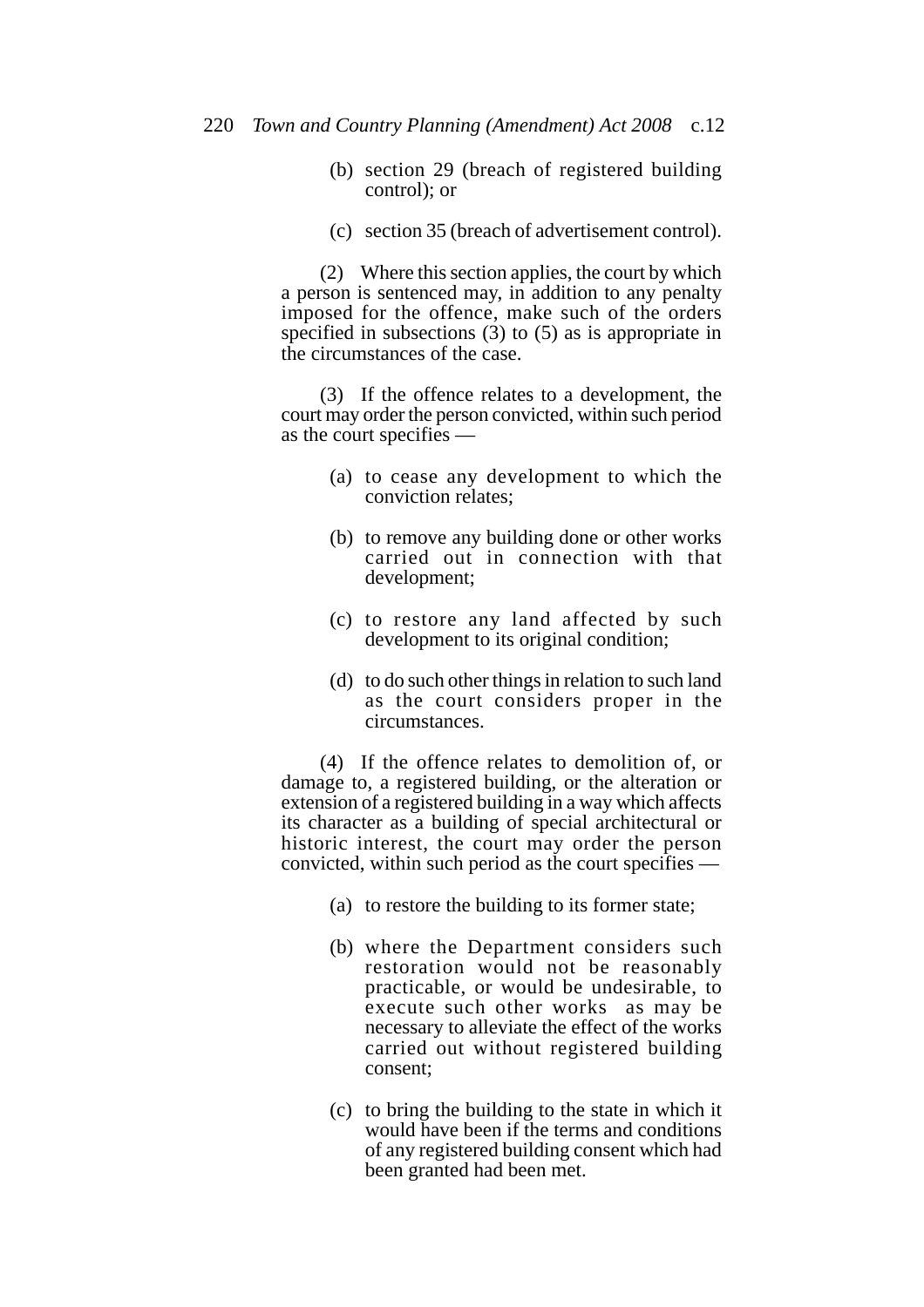(b) section 29 (breach of registered building control); or

(c) section 35 (breach of advertisement control).

(2) Where this section applies, the court by which a person is sentenced may, in addition to any penalty imposed for the offence, make such of the orders specified in subsections (3) to (5) as is appropriate in the circumstances of the case.

(3) If the offence relates to a development, the court may order the person convicted, within such period as the court specifies —

(a) to cease any development to which the conviction relates;

(b) to remove any building done or other works carried out in connection with that development;

(c) to restore any land affected by such development to its original condition;

(d) to do such other things in relation to such land as the court considers proper in the circumstances.

(4) If the offence relates to demolition of, or damage to, a registered building, or the alteration or extension of a registered building in a way which affects its character as a building of special architectural or historic interest, the court may order the person convicted, within such period as the court specifies —

(a) to restore the building to its former state;

(b) where the Department considers such restoration would not be reasonably practicable, or would be undesirable, to execute such other works as may be necessary to alleviate the effect of the works carried out without registered building consent;

(c) to bring the building to the state in which it would have been if the terms and conditions of any registered building consent which had been granted had been met.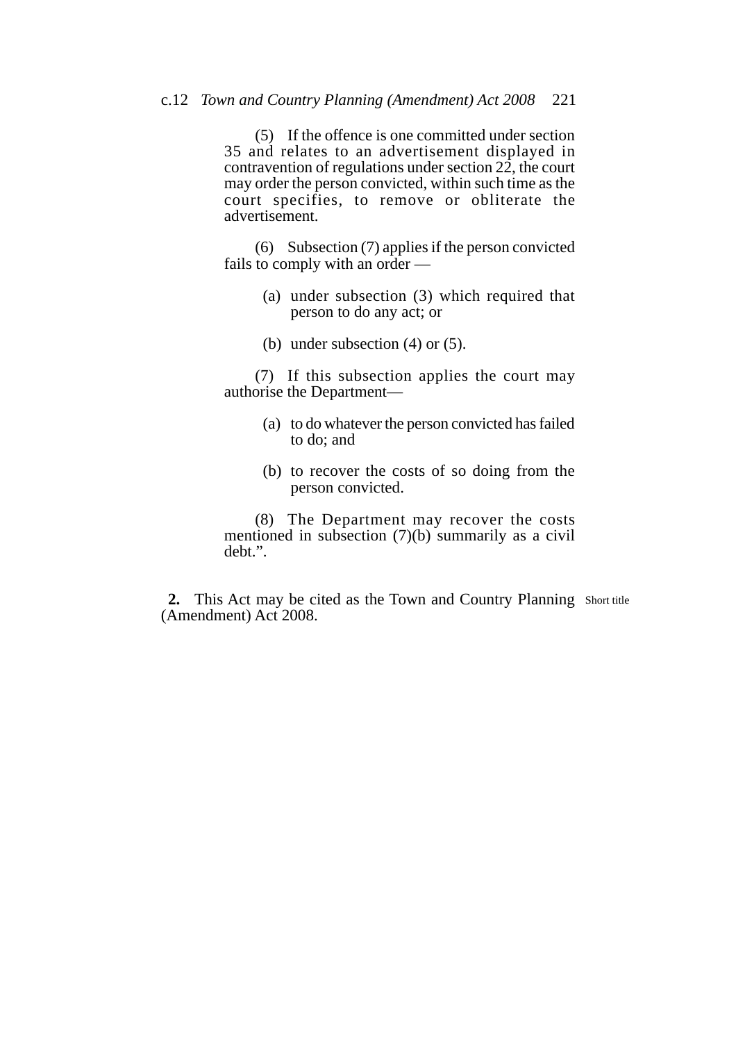(5) If the offence is one committed under section 35 and relates to an advertisement displayed in contravention of regulations under section 22, the court may order the person convicted, within such time as the court specifies, to remove or obliterate the advertisement.

(6) Subsection (7) applies if the person convicted fails to comply with an order —

(a) under subsection (3) which required that person to do any act; or

(b) under subsection (4) or (5).

(7) If this subsection applies the court may authorise the Department—

(a) to do whatever the person convicted has failed to do; and

(b) to recover the costs of so doing from the person convicted.

(8) The Department may recover the costs mentioned in subsection (7)(b) summarily as a civil debt.".

**2.** This Act may be cited as the Town and Country Planning (Amendment) Act 2008.

Short title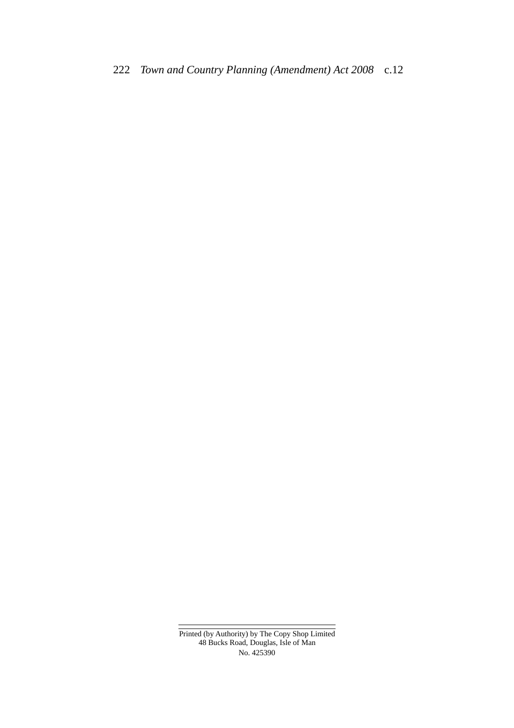Printed (by Authority) by The Copy Shop Limited
48 Bucks Road, Douglas, Isle of Man
No. 425390